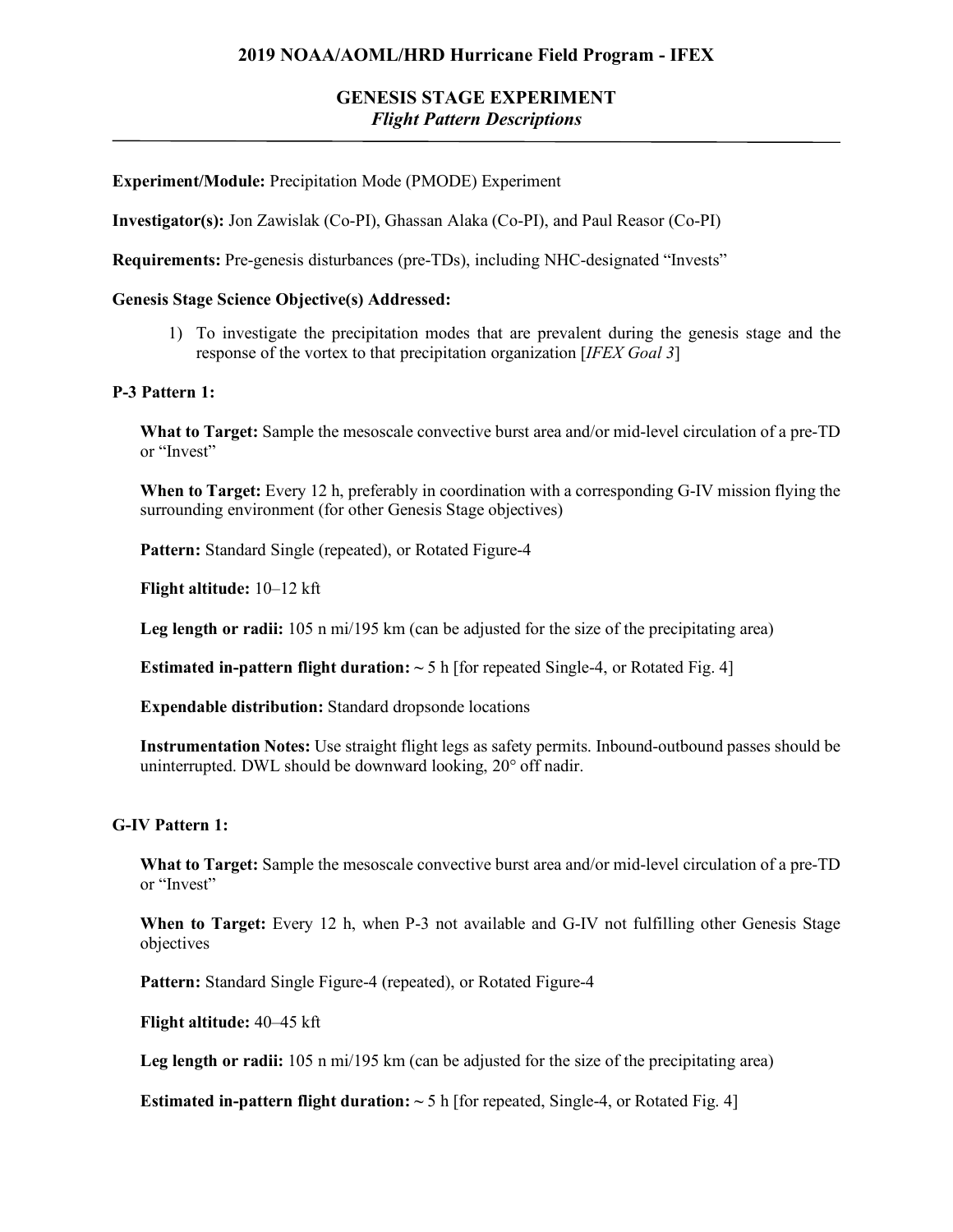# 2019 NOAA/AOML/HRD Hurricane Field Program - IFEX

## GENESIS STAGE EXPERIMENT

### *Flight Pattern Descriptions*

**Experiment/Module:** Precipitation Mode (PMODE) Experiment

**Investigator(s):** Jon Zawislak (Co-PI), Ghassan Alaka (Co-PI), and Paul Reasor (Co-PI)

**Requirements:** Pre-genesis disturbances (pre-TDs), including NHC-designated "Invests"

**Genesis Stage Science Objective(s) Addressed:**

1) To investigate the precipitation modes that are prevalent during the genesis stage and the response of the vortex to that precipitation organization [*IFEX Goal 3*]

**P-3 Pattern 1:**

**What to Target:** Sample the mesoscale convective burst area and/or mid-level circulation of a pre-TD or "Invest"

**When to Target:** Every 12 h, preferably in coordination with a corresponding G-IV mission flying the surrounding environment (for other Genesis Stage objectives)

**Pattern:** Standard Single (repeated), or Rotated Figure-4

**Flight altitude:** 10–12 kft

**Leg length or radii:** 105 n mi/195 km (can be adjusted for the size of the precipitating area)

**Estimated in-pattern flight duration: ~** 5 h [for repeated Single-4, or Rotated Fig. 4]

**Expendable distribution:** Standard dropsonde locations

**Instrumentation Notes:** Use straight flight legs as safety permits. Inbound-outbound passes should be uninterrupted. DWL should be downward looking, 20° off nadir.

**G-IV Pattern 1:**

**What to Target:** Sample the mesoscale convective burst area and/or mid-level circulation of a pre-TD or "Invest"

**When to Target:** Every 12 h, when P-3 not available and G-IV not fulfilling other Genesis Stage objectives

**Pattern:** Standard Single Figure-4 (repeated), or Rotated Figure-4

**Flight altitude:** 40–45 kft

**Leg length or radii:** 105 n mi/195 km (can be adjusted for the size of the precipitating area)

**Estimated in-pattern flight duration: ~** 5 h [for repeated, Single-4, or Rotated Fig. 4]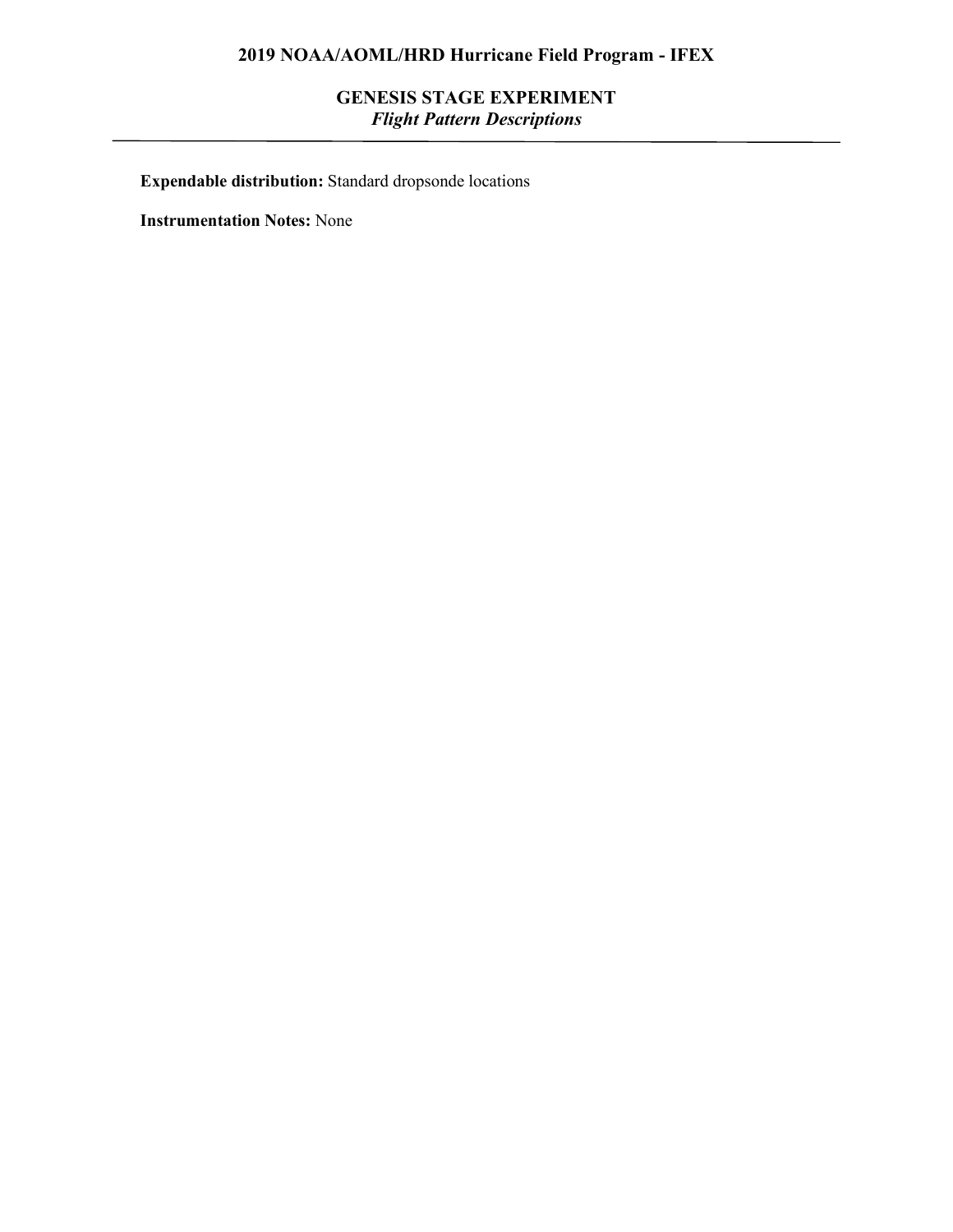**Expendable distribution:** Standard dropsonde locations

**Instrumentation Notes:** None